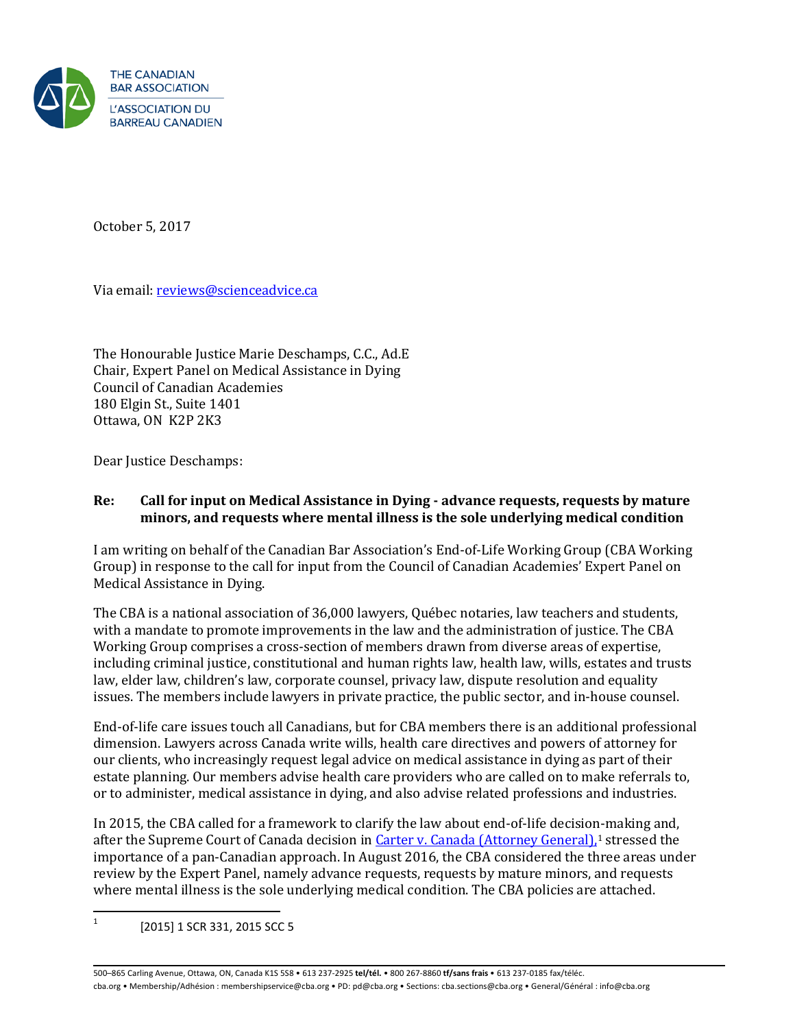THE CANADIAN BAR ASSOCIATION
L'ASSOCIATION DU BARREAU CANADIEN

October 5, 2017

Via email: reviews@scienceadvice.ca

The Honourable Justice Marie Deschamps, C.C., Ad.E
Chair, Expert Panel on Medical Assistance in Dying
Council of Canadian Academies
180 Elgin St., Suite 1401
Ottawa, ON K2P 2K3

Dear Justice Deschamps:

**Re: Call for input on Medical Assistance in Dying - advance requests, requests by mature minors, and requests where mental illness is the sole underlying medical condition**

I am writing on behalf of the Canadian Bar Association's End-of-Life Working Group (CBA Working Group) in response to the call for input from the Council of Canadian Academies' Expert Panel on Medical Assistance in Dying.

The CBA is a national association of 36,000 lawyers, Québec notaries, law teachers and students, with a mandate to promote improvements in the law and the administration of justice. The CBA Working Group comprises a cross-section of members drawn from diverse areas of expertise, including criminal justice, constitutional and human rights law, health law, wills, estates and trusts law, elder law, children's law, corporate counsel, privacy law, dispute resolution and equality issues. The members include lawyers in private practice, the public sector, and in-house counsel.

End-of-life care issues touch all Canadians, but for CBA members there is an additional professional dimension. Lawyers across Canada write wills, health care directives and powers of attorney for our clients, who increasingly request legal advice on medical assistance in dying as part of their estate planning. Our members advise health care providers who are called on to make referrals to, or to administer, medical assistance in dying, and also advise related professions and industries.

In 2015, the CBA called for a framework to clarify the law about end-of-life decision-making and, after the Supreme Court of Canada decision in Carter v. Canada (Attorney General),[1] stressed the importance of a pan-Canadian approach. In August 2016, the CBA considered the three areas under review by the Expert Panel, namely advance requests, requests by mature minors, and requests where mental illness is the sole underlying medical condition. The CBA policies are attached.

---

[1] [2015] 1 SCR 331, 2015 SCC 5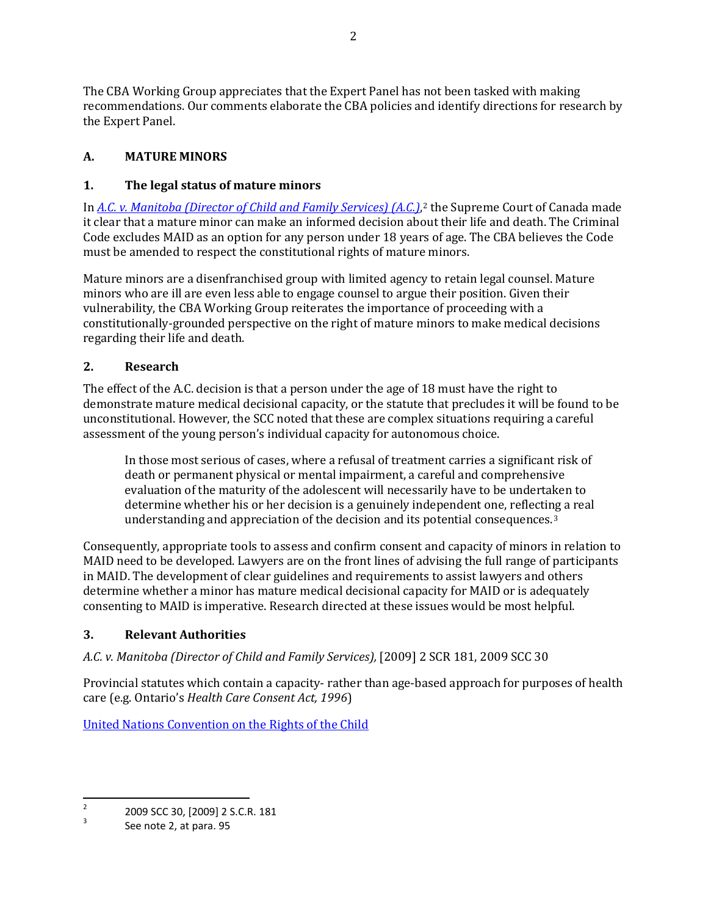The CBA Working Group appreciates that the Expert Panel has not been tasked with making recommendations. Our comments elaborate the CBA policies and identify directions for research by the Expert Panel.

## A. MATURE MINORS

### 1. The legal status of mature minors

In *A.C. v. Manitoba (Director of Child and Family Services) (A.C.)*,[2] the Supreme Court of Canada made it clear that a mature minor can make an informed decision about their life and death. The Criminal Code excludes MAID as an option for any person under 18 years of age. The CBA believes the Code must be amended to respect the constitutional rights of mature minors.

Mature minors are a disenfranchised group with limited agency to retain legal counsel. Mature minors who are ill are even less able to engage counsel to argue their position. Given their vulnerability, the CBA Working Group reiterates the importance of proceeding with a constitutionally-grounded perspective on the right of mature minors to make medical decisions regarding their life and death.

### 2. Research

The effect of the A.C. decision is that a person under the age of 18 must have the right to demonstrate mature medical decisional capacity, or the statute that precludes it will be found to be unconstitutional. However, the SCC noted that these are complex situations requiring a careful assessment of the young person's individual capacity for autonomous choice.

> In those most serious of cases, where a refusal of treatment carries a significant risk of death or permanent physical or mental impairment, a careful and comprehensive evaluation of the maturity of the adolescent will necessarily have to be undertaken to determine whether his or her decision is a genuinely independent one, reflecting a real understanding and appreciation of the decision and its potential consequences.[3]

Consequently, appropriate tools to assess and confirm consent and capacity of minors in relation to MAID need to be developed. Lawyers are on the front lines of advising the full range of participants in MAID. The development of clear guidelines and requirements to assist lawyers and others determine whether a minor has mature medical decisional capacity for MAID or is adequately consenting to MAID is imperative. Research directed at these issues would be most helpful.

### 3. Relevant Authorities

*A.C. v. Manitoba (Director of Child and Family Services),* [2009] 2 SCR 181, 2009 SCC 30

Provincial statutes which contain a capacity- rather than age-based approach for purposes of health care (e.g. Ontario's *Health Care Consent Act, 1996*)

United Nations Convention on the Rights of the Child

---

[2] 2009 SCC 30, [2009] 2 S.C.R. 181

[3] See note 2, at para. 95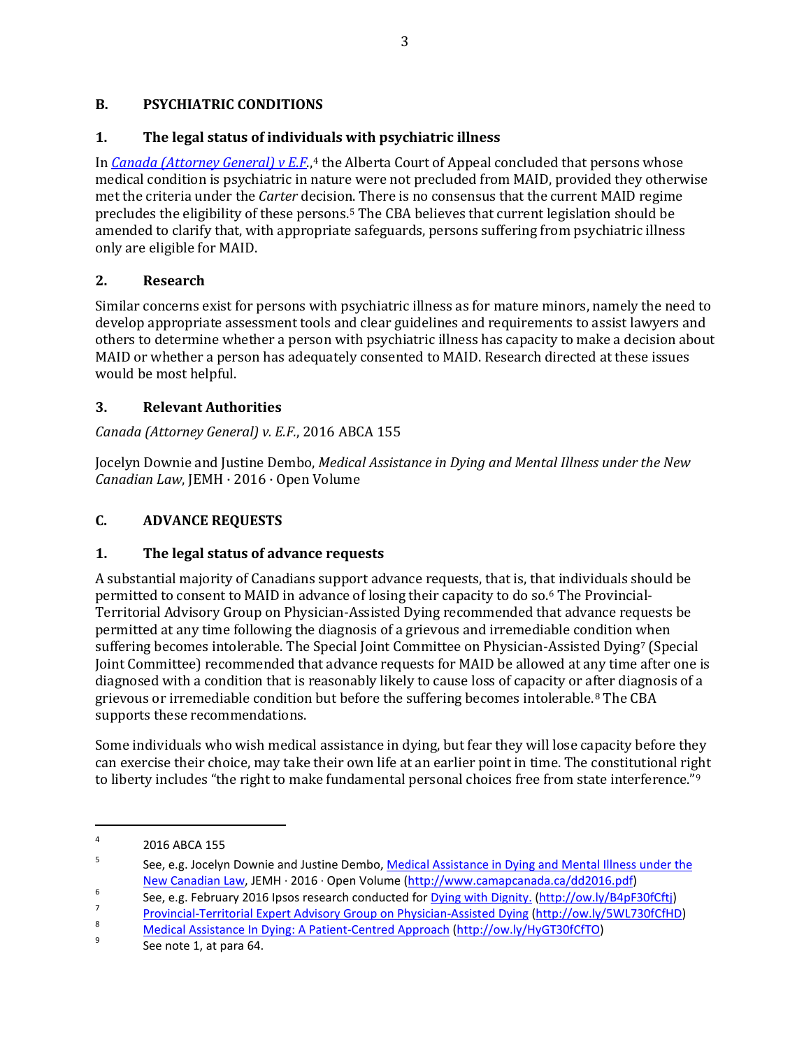## B. PSYCHIATRIC CONDITIONS

### 1. The legal status of individuals with psychiatric illness

In *Canada (Attorney General) v E.F.*,[4] the Alberta Court of Appeal concluded that persons whose medical condition is psychiatric in nature were not precluded from MAID, provided they otherwise met the criteria under the *Carter* decision. There is no consensus that the current MAID regime precludes the eligibility of these persons.[5] The CBA believes that current legislation should be amended to clarify that, with appropriate safeguards, persons suffering from psychiatric illness only are eligible for MAID.

### 2. Research

Similar concerns exist for persons with psychiatric illness as for mature minors, namely the need to develop appropriate assessment tools and clear guidelines and requirements to assist lawyers and others to determine whether a person with psychiatric illness has capacity to make a decision about MAID or whether a person has adequately consented to MAID. Research directed at these issues would be most helpful.

### 3. Relevant Authorities

*Canada (Attorney General) v. E.F.*, 2016 ABCA 155

Jocelyn Downie and Justine Dembo, *Medical Assistance in Dying and Mental Illness under the New Canadian Law*, JEMH · 2016 · Open Volume

## C. ADVANCE REQUESTS

### 1. The legal status of advance requests

A substantial majority of Canadians support advance requests, that is, that individuals should be permitted to consent to MAID in advance of losing their capacity to do so.[6] The Provincial-Territorial Advisory Group on Physician-Assisted Dying recommended that advance requests be permitted at any time following the diagnosis of a grievous and irremediable condition when suffering becomes intolerable. The Special Joint Committee on Physician-Assisted Dying[7] (Special Joint Committee) recommended that advance requests for MAID be allowed at any time after one is diagnosed with a condition that is reasonably likely to cause loss of capacity or after diagnosis of a grievous or irremediable condition but before the suffering becomes intolerable.[8] The CBA supports these recommendations.

Some individuals who wish medical assistance in dying, but fear they will lose capacity before they can exercise their choice, may take their own life at an earlier point in time. The constitutional right to liberty includes "the right to make fundamental personal choices free from state interference."[9]

---

[4] 2016 ABCA 155

[5] See, e.g. Jocelyn Downie and Justine Dembo, Medical Assistance in Dying and Mental Illness under the New Canadian Law, JEMH · 2016 · Open Volume (http://www.camapcanada.ca/dd2016.pdf)

[6] See, e.g. February 2016 Ipsos research conducted for Dying with Dignity. (http://ow.ly/B4pF30fCftj)

[7] Provincial-Territorial Expert Advisory Group on Physician-Assisted Dying (http://ow.ly/5WL730fCfHD)

[8] Medical Assistance In Dying: A Patient-Centred Approach (http://ow.ly/HyGT30fCfTO)

[9] See note 1, at para 64.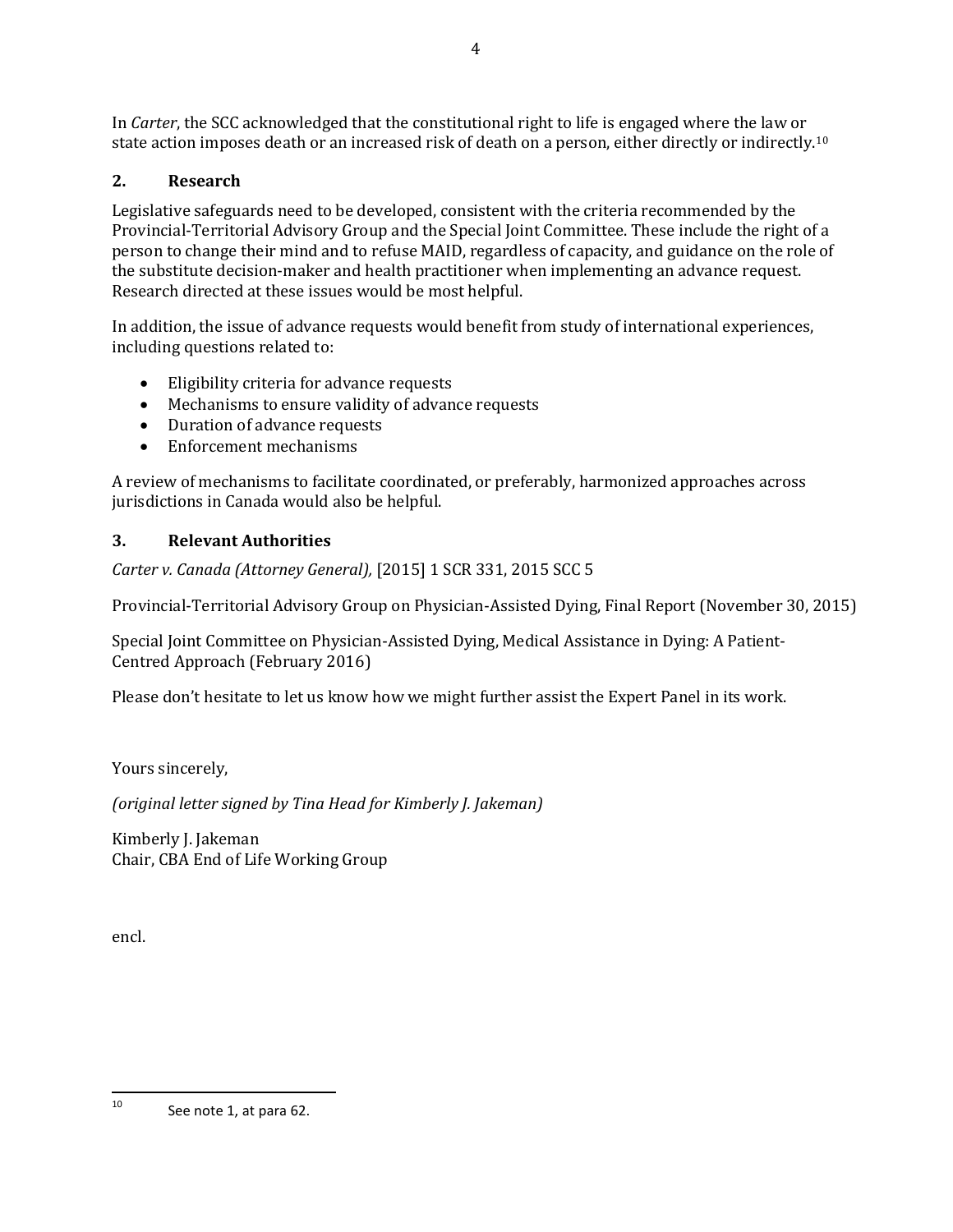In *Carter*, the SCC acknowledged that the constitutional right to life is engaged where the law or state action imposes death or an increased risk of death on a person, either directly or indirectly.[10]

## 2. Research

Legislative safeguards need to be developed, consistent with the criteria recommended by the Provincial-Territorial Advisory Group and the Special Joint Committee. These include the right of a person to change their mind and to refuse MAID, regardless of capacity, and guidance on the role of the substitute decision-maker and health practitioner when implementing an advance request. Research directed at these issues would be most helpful.

In addition, the issue of advance requests would benefit from study of international experiences, including questions related to:

- Eligibility criteria for advance requests
- Mechanisms to ensure validity of advance requests
- Duration of advance requests
- Enforcement mechanisms

A review of mechanisms to facilitate coordinated, or preferably, harmonized approaches across jurisdictions in Canada would also be helpful.

## 3. Relevant Authorities

*Carter v. Canada (Attorney General),* [2015] 1 SCR 331, 2015 SCC 5

Provincial-Territorial Advisory Group on Physician-Assisted Dying, Final Report (November 30, 2015)

Special Joint Committee on Physician-Assisted Dying, Medical Assistance in Dying: A Patient-Centred Approach (February 2016)

Please don't hesitate to let us know how we might further assist the Expert Panel in its work.

Yours sincerely,

*(original letter signed by Tina Head for Kimberly J. Jakeman)*

Kimberly J. Jakeman
Chair, CBA End of Life Working Group

encl.

---

[10] See note 1, at para 62.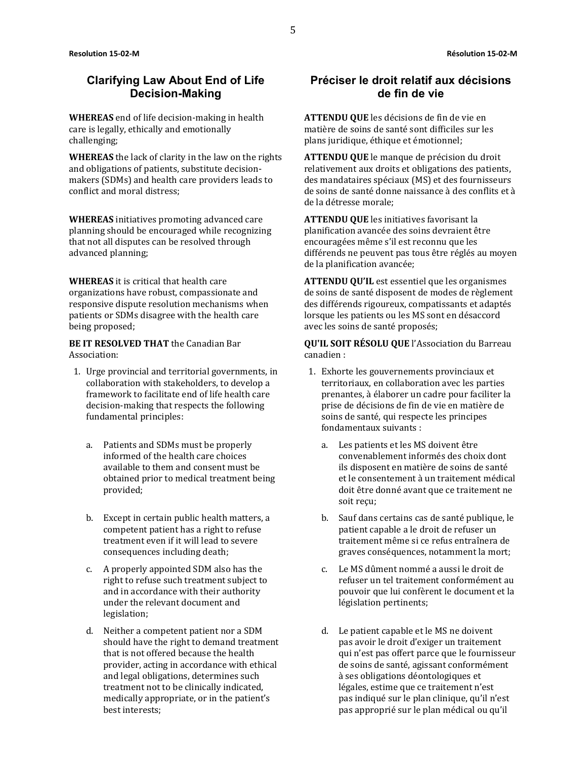**Resolution 15-02-M**

## Clarifying Law About End of Life Decision-Making

**WHEREAS** end of life decision-making in health care is legally, ethically and emotionally challenging;

**WHEREAS** the lack of clarity in the law on the rights and obligations of patients, substitute decision-makers (SDMs) and health care providers leads to conflict and moral distress;

**WHEREAS** initiatives promoting advanced care planning should be encouraged while recognizing that not all disputes can be resolved through advanced planning;

**WHEREAS** it is critical that health care organizations have robust, compassionate and responsive dispute resolution mechanisms when patients or SDMs disagree with the health care being proposed;

**BE IT RESOLVED THAT** the Canadian Bar Association:

1. Urge provincial and territorial governments, in collaboration with stakeholders, to develop a framework to facilitate end of life health care decision-making that respects the following fundamental principles:

   a. Patients and SDMs must be properly informed of the health care choices available to them and consent must be obtained prior to medical treatment being provided;

   b. Except in certain public health matters, a competent patient has a right to refuse treatment even if it will lead to severe consequences including death;

   c. A properly appointed SDM also has the right to refuse such treatment subject to and in accordance with their authority under the relevant document and legislation;

   d. Neither a competent patient nor a SDM should have the right to demand treatment that is not offered because the health provider, acting in accordance with ethical and legal obligations, determines such treatment not to be clinically indicated, medically appropriate, or in the patient's best interests;

**Résolution 15-02-M**

## Préciser le droit relatif aux décisions de fin de vie

**ATTENDU QUE** les décisions de fin de vie en matière de soins de santé sont difficiles sur les plans juridique, éthique et émotionnel;

**ATTENDU QUE** le manque de précision du droit relativement aux droits et obligations des patients, des mandataires spéciaux (MS) et des fournisseurs de soins de santé donne naissance à des conflits et à de la détresse morale;

**ATTENDU QUE** les initiatives favorisant la planification avancée des soins devraient être encouragées même s'il est reconnu que les différends ne peuvent pas tous être réglés au moyen de la planification avancée;

**ATTENDU QU'IL** est essentiel que les organismes de soins de santé disposent de modes de règlement des différends rigoureux, compatissants et adaptés lorsque les patients ou les MS sont en désaccord avec les soins de santé proposés;

**QU'IL SOIT RÉSOLU QUE** l'Association du Barreau canadien :

1. Exhorte les gouvernements provinciaux et territoriaux, en collaboration avec les parties prenantes, à élaborer un cadre pour faciliter la prise de décisions de fin de vie en matière de soins de santé, qui respecte les principes fondamentaux suivants :

   a. Les patients et les MS doivent être convenablement informés des choix dont ils disposent en matière de soins de santé et le consentement à un traitement médical doit être donné avant que ce traitement ne soit reçu;

   b. Sauf dans certains cas de santé publique, le patient capable a le droit de refuser un traitement même si ce refus entraînera de graves conséquences, notamment la mort;

   c. Le MS dûment nommé a aussi le droit de refuser un tel traitement conformément au pouvoir que lui confèrent le document et la législation pertinents;

   d. Le patient capable et le MS ne doivent pas avoir le droit d'exiger un traitement qui n'est pas offert parce que le fournisseur de soins de santé, agissant conformément à ses obligations déontologiques et légales, estime que ce traitement n'est pas indiqué sur le plan clinique, qu'il n'est pas approprié sur le plan médical ou qu'il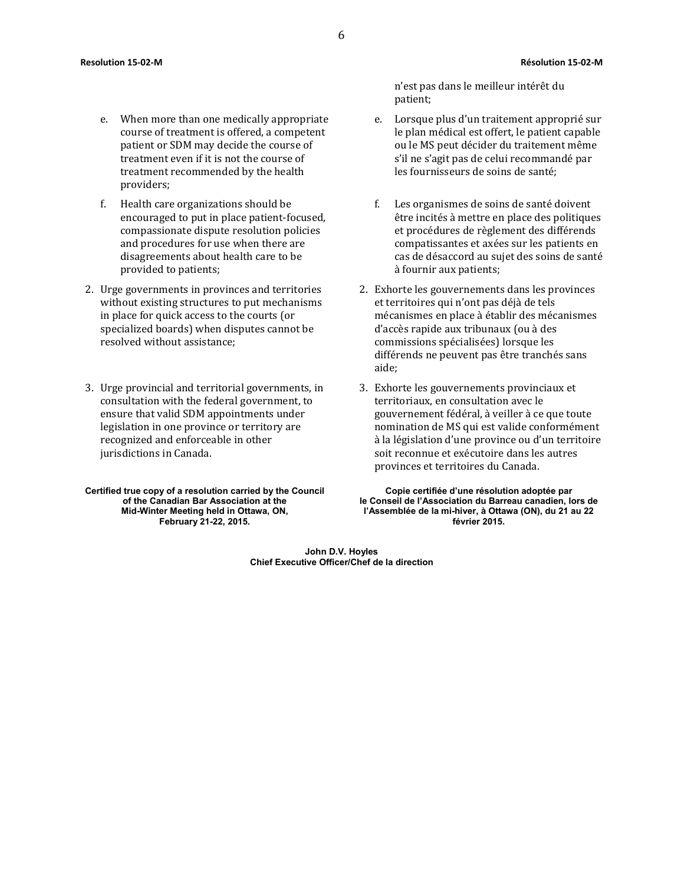n'est pas dans le meilleur intérêt du patient;

e. When more than one medically appropriate course of treatment is offered, a competent patient or SDM may decide the course of treatment even if it is not the course of treatment recommended by the health providers;

f. Health care organizations should be encouraged to put in place patient-focused, compassionate dispute resolution policies and procedures for use when there are disagreements about health care to be provided to patients;

2. Urge governments in provinces and territories without existing structures to put mechanisms in place for quick access to the courts (or specialized boards) when disputes cannot be resolved without assistance;

3. Urge provincial and territorial governments, in consultation with the federal government, to ensure that valid SDM appointments under legislation in one province or territory are recognized and enforceable in other jurisdictions in Canada.

**Certified true copy of a resolution carried by the Council of the Canadian Bar Association at the Mid-Winter Meeting held in Ottawa, ON, February 21-22, 2015.**

e. Lorsque plus d'un traitement approprié sur le plan médical est offert, le patient capable ou le MS peut décider du traitement même s'il ne s'agit pas de celui recommandé par les fournisseurs de soins de santé;

f. Les organismes de soins de santé doivent être incités à mettre en place des politiques et procédures de règlement des différends compatissantes et axées sur les patients en cas de désaccord au sujet des soins de santé à fournir aux patients;

2. Exhorte les gouvernements dans les provinces et territoires qui n'ont pas déjà de tels mécanismes en place à établir des mécanismes d'accès rapide aux tribunaux (ou à des commissions spécialisées) lorsque les différends ne peuvent pas être tranchés sans aide;

3. Exhorte les gouvernements provinciaux et territoriaux, en consultation avec le gouvernement fédéral, à veiller à ce que toute nomination de MS qui est valide conformément à la législation d'une province ou d'un territoire soit reconnue et exécutoire dans les autres provinces et territoires du Canada.

**Copie certifiée d'une résolution adoptée par le Conseil de l'Association du Barreau canadien, lors de l'Assemblée de la mi-hiver, à Ottawa (ON), du 21 au 22 février 2015.**

**John D.V. Hoyles**
**Chief Executive Officer/Chef de la direction**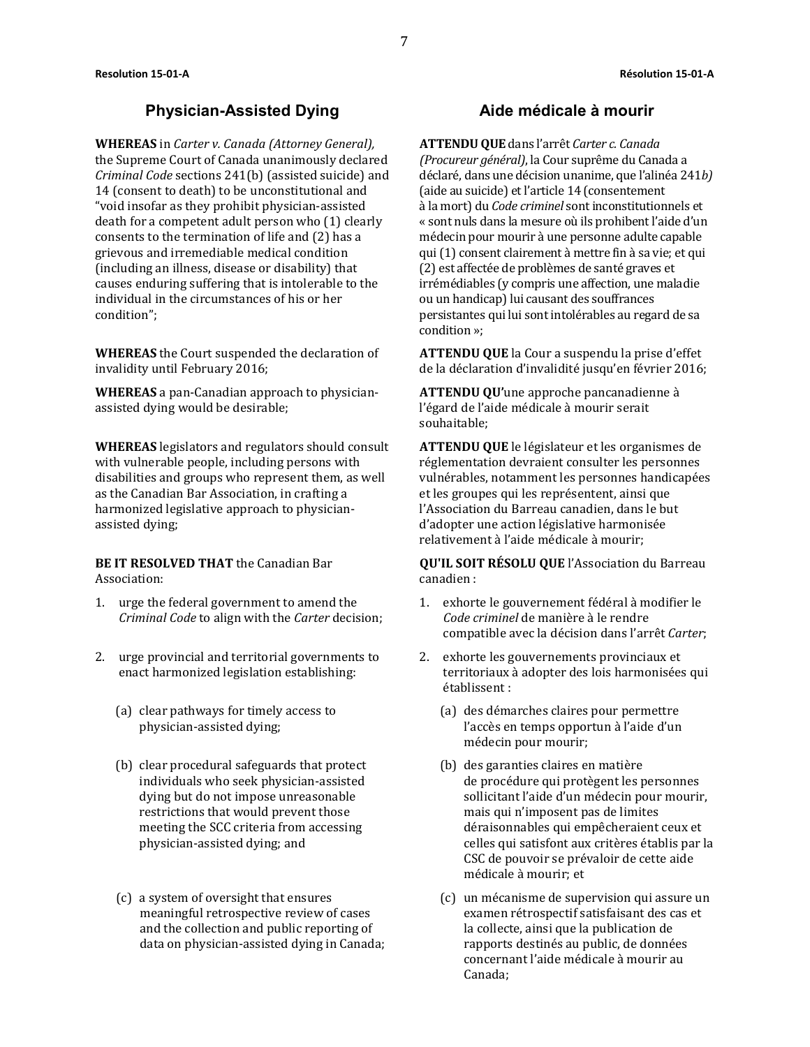Resolution 15-01-A

## Physician-Assisted Dying

**WHEREAS** in *Carter v. Canada (Attorney General),* the Supreme Court of Canada unanimously declared *Criminal Code* sections 241(b) (assisted suicide) and 14 (consent to death) to be unconstitutional and "void insofar as they prohibit physician-assisted death for a competent adult person who (1) clearly consents to the termination of life and (2) has a grievous and irremediable medical condition (including an illness, disease or disability) that causes enduring suffering that is intolerable to the individual in the circumstances of his or her condition";

**WHEREAS** the Court suspended the declaration of invalidity until February 2016;

**WHEREAS** a pan-Canadian approach to physician-assisted dying would be desirable;

**WHEREAS** legislators and regulators should consult with vulnerable people, including persons with disabilities and groups who represent them, as well as the Canadian Bar Association, in crafting a harmonized legislative approach to physician-assisted dying;

**BE IT RESOLVED THAT** the Canadian Bar Association:

1. urge the federal government to amend the *Criminal Code* to align with the *Carter* decision;
2. urge provincial and territorial governments to enact harmonized legislation establishing:
   (a) clear pathways for timely access to physician-assisted dying;
   (b) clear procedural safeguards that protect individuals who seek physician-assisted dying but do not impose unreasonable restrictions that would prevent those meeting the SCC criteria from accessing physician-assisted dying; and
   (c) a system of oversight that ensures meaningful retrospective review of cases and the collection and public reporting of data on physician-assisted dying in Canada;

Résolution 15-01-A

## Aide médicale à mourir

**ATTENDU QUE** dans l'arrêt *Carter c. Canada (Procureur général)*, la Cour suprême du Canada a déclaré, dans une décision unanime, que l'alinéa 241*b)* (aide au suicide) et l'article 14 (consentement à la mort) du *Code criminel* sont inconstitutionnels et « sont nuls dans la mesure où ils prohibent l'aide d'un médecin pour mourir à une personne adulte capable qui (1) consent clairement à mettre fin à sa vie; et qui (2) est affectée de problèmes de santé graves et irrémédiables (y compris une affection, une maladie ou un handicap) lui causant des souffrances persistantes qui lui sont intolérables au regard de sa condition »;

**ATTENDU QUE** la Cour a suspendu la prise d'effet de la déclaration d'invalidité jusqu'en février 2016;

**ATTENDU QU'**une approche pancanadienne à l'égard de l'aide médicale à mourir serait souhaitable;

**ATTENDU QUE** le législateur et les organismes de réglementation devraient consulter les personnes vulnérables, notamment les personnes handicapées et les groupes qui les représentent, ainsi que l'Association du Barreau canadien, dans le but d'adopter une action législative harmonisée relativement à l'aide médicale à mourir;

**QU'IL SOIT RÉSOLU QUE** l'Association du Barreau canadien :

1. exhorte le gouvernement fédéral à modifier le *Code criminel* de manière à le rendre compatible avec la décision dans l'arrêt *Carter*;
2. exhorte les gouvernements provinciaux et territoriaux à adopter des lois harmonisées qui établissent :
   (a) des démarches claires pour permettre l'accès en temps opportun à l'aide d'un médecin pour mourir;
   (b) des garanties claires en matière de procédure qui protègent les personnes sollicitant l'aide d'un médecin pour mourir, mais qui n'imposent pas de limites déraisonnables qui empêcheraient ceux et celles qui satisfont aux critères établis par la CSC de pouvoir se prévaloir de cette aide médicale à mourir; et
   (c) un mécanisme de supervision qui assure un examen rétrospectif satisfaisant des cas et la collecte, ainsi que la publication de rapports destinés au public, de données concernant l'aide médicale à mourir au Canada;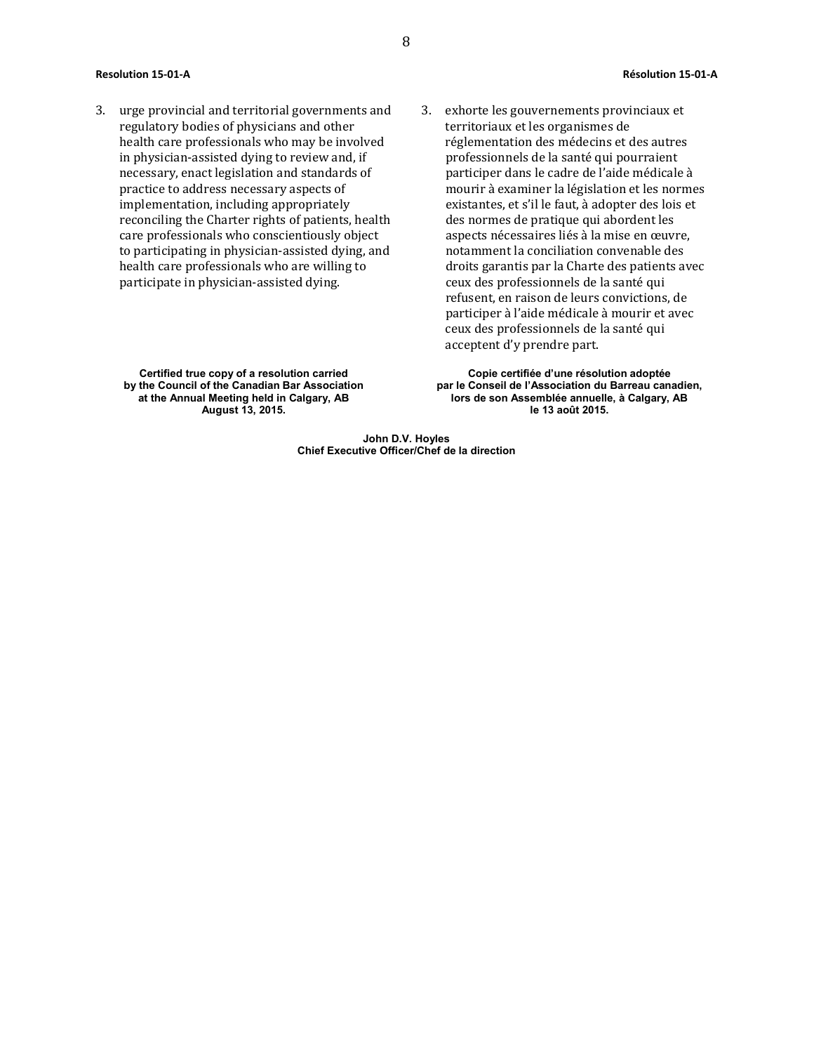**Resolution 15-01-A**

3. urge provincial and territorial governments and regulatory bodies of physicians and other health care professionals who may be involved in physician-assisted dying to review and, if necessary, enact legislation and standards of practice to address necessary aspects of implementation, including appropriately reconciling the Charter rights of patients, health care professionals who conscientiously object to participating in physician-assisted dying, and health care professionals who are willing to participate in physician-assisted dying.

**Certified true copy of a resolution carried by the Council of the Canadian Bar Association at the Annual Meeting held in Calgary, AB August 13, 2015.**

**Résolution 15-01-A**

3. exhorte les gouvernements provinciaux et territoriaux et les organismes de réglementation des médecins et des autres professionnels de la santé qui pourraient participer dans le cadre de l'aide médicale à mourir à examiner la législation et les normes existantes, et s'il le faut, à adopter des lois et des normes de pratique qui abordent les aspects nécessaires liés à la mise en œuvre, notamment la conciliation convenable des droits garantis par la Charte des patients avec ceux des professionnels de la santé qui refusent, en raison de leurs convictions, de participer à l'aide médicale à mourir et avec ceux des professionnels de la santé qui acceptent d'y prendre part.

**Copie certifiée d'une résolution adoptée par le Conseil de l'Association du Barreau canadien, lors de son Assemblée annuelle, à Calgary, AB le 13 août 2015.**

**John D.V. Hoyles**
**Chief Executive Officer/Chef de la direction**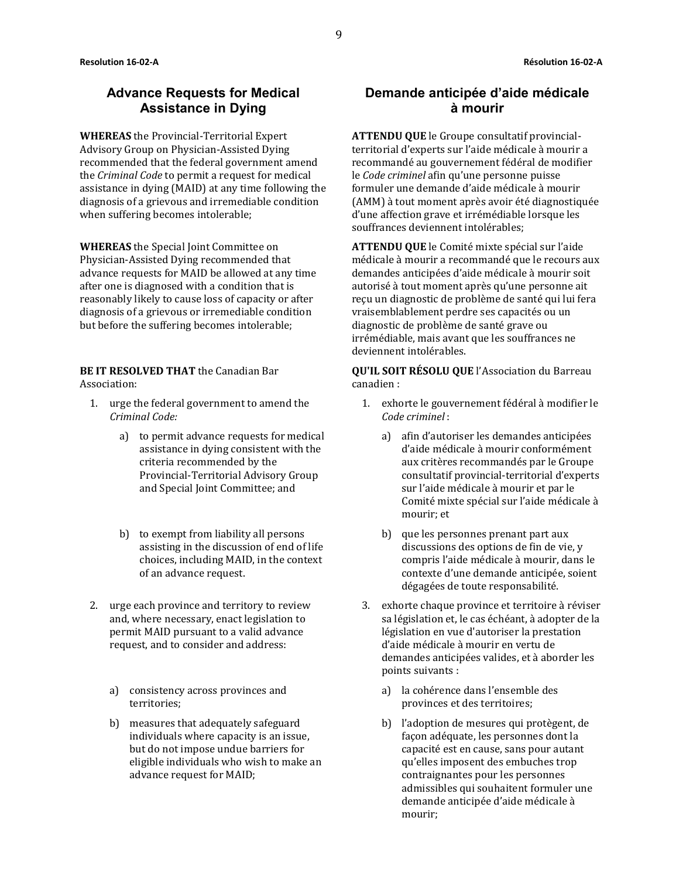**Resolution 16-02-A**

## Advance Requests for Medical Assistance in Dying

**WHEREAS** the Provincial-Territorial Expert Advisory Group on Physician-Assisted Dying recommended that the federal government amend the *Criminal Code* to permit a request for medical assistance in dying (MAID) at any time following the diagnosis of a grievous and irremediable condition when suffering becomes intolerable;

**WHEREAS** the Special Joint Committee on Physician-Assisted Dying recommended that advance requests for MAID be allowed at any time after one is diagnosed with a condition that is reasonably likely to cause loss of capacity or after diagnosis of a grievous or irremediable condition but before the suffering becomes intolerable;

**BE IT RESOLVED THAT** the Canadian Bar Association:

1. urge the federal government to amend the *Criminal Code:*
   a) to permit advance requests for medical assistance in dying consistent with the criteria recommended by the Provincial-Territorial Advisory Group and Special Joint Committee; and
   b) to exempt from liability all persons assisting in the discussion of end of life choices, including MAID, in the context of an advance request.
2. urge each province and territory to review and, where necessary, enact legislation to permit MAID pursuant to a valid advance request, and to consider and address:
   a) consistency across provinces and territories;
   b) measures that adequately safeguard individuals where capacity is an issue, but do not impose undue barriers for eligible individuals who wish to make an advance request for MAID;

**Résolution 16-02-A**

## Demande anticipée d'aide médicale à mourir

**ATTENDU QUE** le Groupe consultatif provincial-territorial d'experts sur l'aide médicale à mourir a recommandé au gouvernement fédéral de modifier le *Code criminel* afin qu'une personne puisse formuler une demande d'aide médicale à mourir (AMM) à tout moment après avoir été diagnostiquée d'une affection grave et irrémédiable lorsque les souffrances deviennent intolérables;

**ATTENDU QUE** le Comité mixte spécial sur l'aide médicale à mourir a recommandé que le recours aux demandes anticipées d'aide médicale à mourir soit autorisé à tout moment après qu'une personne ait reçu un diagnostic de problème de santé qui lui fera vraisemblablement perdre ses capacités ou un diagnostic de problème de santé grave ou irrémédiable, mais avant que les souffrances ne deviennent intolérables.

**QU'IL SOIT RÉSOLU QUE** l'Association du Barreau canadien :

1. exhorte le gouvernement fédéral à modifier le *Code criminel* :
   a) afin d'autoriser les demandes anticipées d'aide médicale à mourir conformément aux critères recommandés par le Groupe consultatif provincial-territorial d'experts sur l'aide médicale à mourir et par le Comité mixte spécial sur l'aide médicale à mourir; et
   b) que les personnes prenant part aux discussions des options de fin de vie, y compris l'aide médicale à mourir, dans le contexte d'une demande anticipée, soient dégagées de toute responsabilité.

3. exhorte chaque province et territoire à réviser sa législation et, le cas échéant, à adopter de la législation en vue d'autoriser la prestation d'aide médicale à mourir en vertu de demandes anticipées valides, et à aborder les points suivants :
   a) la cohérence dans l'ensemble des provinces et des territoires;
   b) l'adoption de mesures qui protègent, de façon adéquate, les personnes dont la capacité est en cause, sans pour autant qu'elles imposent des embuches trop contraignantes pour les personnes admissibles qui souhaitent formuler une demande anticipée d'aide médicale à mourir;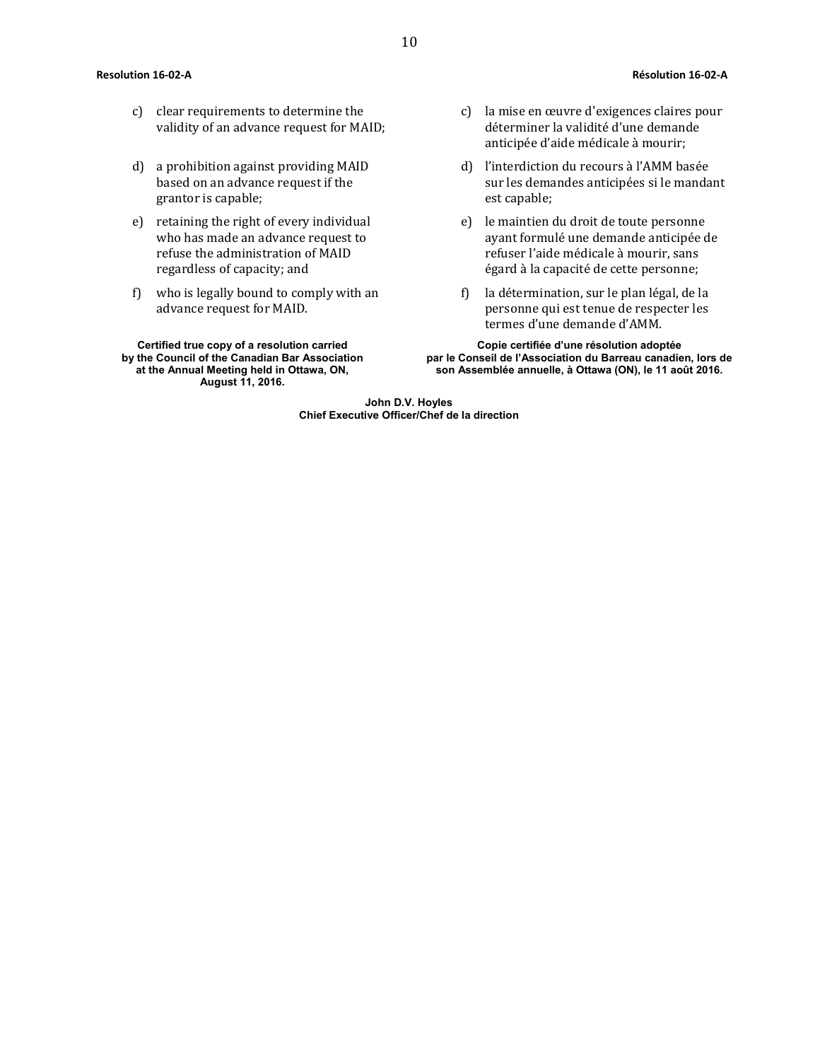c) clear requirements to determine the validity of an advance request for MAID;

d) a prohibition against providing MAID based on an advance request if the grantor is capable;

e) retaining the right of every individual who has made an advance request to refuse the administration of MAID regardless of capacity; and

f) who is legally bound to comply with an advance request for MAID.

**Certified true copy of a resolution carried by the Council of the Canadian Bar Association at the Annual Meeting held in Ottawa, ON, August 11, 2016.**

c) la mise en œuvre d'exigences claires pour déterminer la validité d'une demande anticipée d'aide médicale à mourir;

d) l'interdiction du recours à l'AMM basée sur les demandes anticipées si le mandant est capable;

e) le maintien du droit de toute personne ayant formulé une demande anticipée de refuser l'aide médicale à mourir, sans égard à la capacité de cette personne;

f) la détermination, sur le plan légal, de la personne qui est tenue de respecter les termes d'une demande d'AMM.

**Copie certifiée d'une résolution adoptée par le Conseil de l'Association du Barreau canadien, lors de son Assemblée annuelle, à Ottawa (ON), le 11 août 2016.**

**John D.V. Hoyles**
**Chief Executive Officer/Chef de la direction**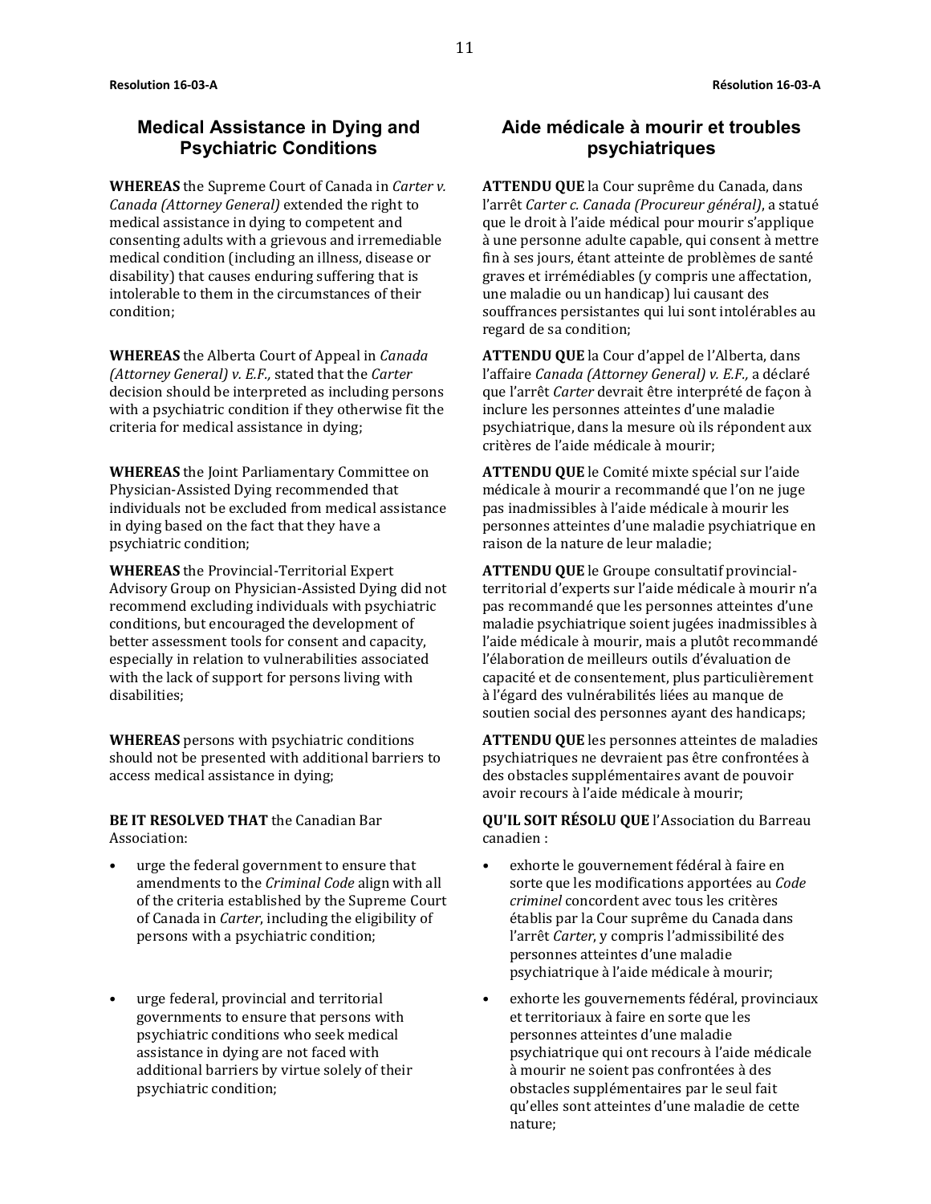**Resolution 16-03-A**

## Medical Assistance in Dying and Psychiatric Conditions

**WHEREAS** the Supreme Court of Canada in *Carter v. Canada (Attorney General)* extended the right to medical assistance in dying to competent and consenting adults with a grievous and irremediable medical condition (including an illness, disease or disability) that causes enduring suffering that is intolerable to them in the circumstances of their condition;

**WHEREAS** the Alberta Court of Appeal in *Canada (Attorney General) v. E.F.,* stated that the *Carter* decision should be interpreted as including persons with a psychiatric condition if they otherwise fit the criteria for medical assistance in dying;

**WHEREAS** the Joint Parliamentary Committee on Physician-Assisted Dying recommended that individuals not be excluded from medical assistance in dying based on the fact that they have a psychiatric condition;

**WHEREAS** the Provincial-Territorial Expert Advisory Group on Physician-Assisted Dying did not recommend excluding individuals with psychiatric conditions, but encouraged the development of better assessment tools for consent and capacity, especially in relation to vulnerabilities associated with the lack of support for persons living with disabilities;

**WHEREAS** persons with psychiatric conditions should not be presented with additional barriers to access medical assistance in dying;

**BE IT RESOLVED THAT** the Canadian Bar Association:

- urge the federal government to ensure that amendments to the *Criminal Code* align with all of the criteria established by the Supreme Court of Canada in *Carter*, including the eligibility of persons with a psychiatric condition;
- urge federal, provincial and territorial governments to ensure that persons with psychiatric conditions who seek medical assistance in dying are not faced with additional barriers by virtue solely of their psychiatric condition;

**Résolution 16-03-A**

## Aide médicale à mourir et troubles psychiatriques

**ATTENDU QUE** la Cour suprême du Canada, dans l'arrêt *Carter c. Canada (Procureur général)*, a statué que le droit à l'aide médical pour mourir s'applique à une personne adulte capable, qui consent à mettre fin à ses jours, étant atteinte de problèmes de santé graves et irrémédiables (y compris une affectation, une maladie ou un handicap) lui causant des souffrances persistantes qui lui sont intolérables au regard de sa condition;

**ATTENDU QUE** la Cour d'appel de l'Alberta, dans l'affaire *Canada (Attorney General) v. E.F.,* a déclaré que l'arrêt *Carter* devrait être interprété de façon à inclure les personnes atteintes d'une maladie psychiatrique, dans la mesure où ils répondent aux critères de l'aide médicale à mourir;

**ATTENDU QUE** le Comité mixte spécial sur l'aide médicale à mourir a recommandé que l'on ne juge pas inadmissibles à l'aide médicale à mourir les personnes atteintes d'une maladie psychiatrique en raison de la nature de leur maladie;

**ATTENDU QUE** le Groupe consultatif provincial-territorial d'experts sur l'aide médicale à mourir n'a pas recommandé que les personnes atteintes d'une maladie psychiatrique soient jugées inadmissibles à l'aide médicale à mourir, mais a plutôt recommandé l'élaboration de meilleurs outils d'évaluation de capacité et de consentement, plus particulièrement à l'égard des vulnérabilités liées au manque de soutien social des personnes ayant des handicaps;

**ATTENDU QUE** les personnes atteintes de maladies psychiatriques ne devraient pas être confrontées à des obstacles supplémentaires avant de pouvoir avoir recours à l'aide médicale à mourir;

**QU'IL SOIT RÉSOLU QUE** l'Association du Barreau canadien :

- exhorte le gouvernement fédéral à faire en sorte que les modifications apportées au *Code criminel* concordent avec tous les critères établis par la Cour suprême du Canada dans l'arrêt *Carter*, y compris l'admissibilité des personnes atteintes d'une maladie psychiatrique à l'aide médicale à mourir;
- exhorte les gouvernements fédéral, provinciaux et territoriaux à faire en sorte que les personnes atteintes d'une maladie psychiatrique qui ont recours à l'aide médicale à mourir ne soient pas confrontées à des obstacles supplémentaires par le seul fait qu'elles sont atteintes d'une maladie de cette nature;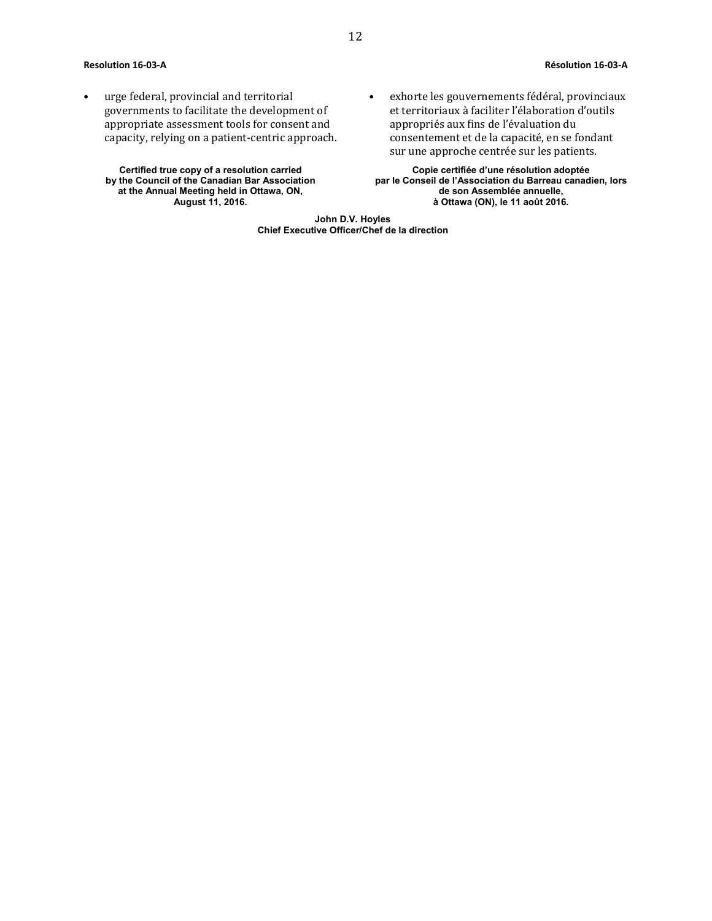**Resolution 16-03-A**

- urge federal, provincial and territorial governments to facilitate the development of appropriate assessment tools for consent and capacity, relying on a patient-centric approach.

**Certified true copy of a resolution carried by the Council of the Canadian Bar Association at the Annual Meeting held in Ottawa, ON, August 11, 2016.**

**Résolution 16-03-A**

- exhorte les gouvernements fédéral, provinciaux et territoriaux à faciliter l'élaboration d'outils appropriés aux fins de l'évaluation du consentement et de la capacité, en se fondant sur une approche centrée sur les patients.

**Copie certifiée d'une résolution adoptée par le Conseil de l'Association du Barreau canadien, lors de son Assemblée annuelle, à Ottawa (ON), le 11 août 2016.**

**John D.V. Hoyles**
**Chief Executive Officer/Chef de la direction**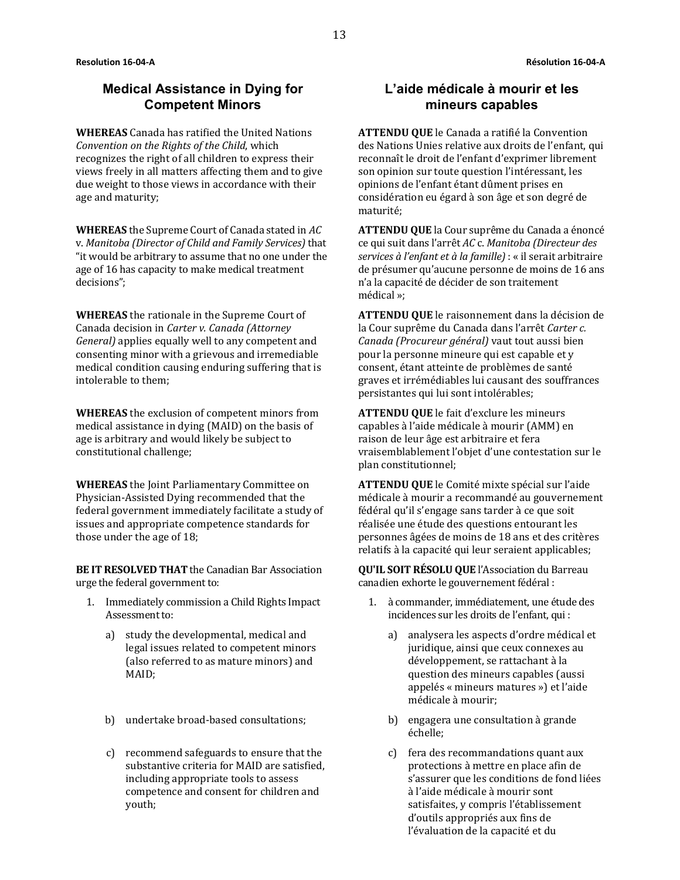**Resolution 16-04-A**

## Medical Assistance in Dying for Competent Minors

**WHEREAS** Canada has ratified the United Nations *Convention on the Rights of the Child*, which recognizes the right of all children to express their views freely in all matters affecting them and to give due weight to those views in accordance with their age and maturity;

**WHEREAS** the Supreme Court of Canada stated in *AC* v. *Manitoba (Director of Child and Family Services)* that "it would be arbitrary to assume that no one under the age of 16 has capacity to make medical treatment decisions";

**WHEREAS** the rationale in the Supreme Court of Canada decision in *Carter v. Canada (Attorney General)* applies equally well to any competent and consenting minor with a grievous and irremediable medical condition causing enduring suffering that is intolerable to them;

**WHEREAS** the exclusion of competent minors from medical assistance in dying (MAID) on the basis of age is arbitrary and would likely be subject to constitutional challenge;

**WHEREAS** the Joint Parliamentary Committee on Physician-Assisted Dying recommended that the federal government immediately facilitate a study of issues and appropriate competence standards for those under the age of 18;

**BE IT RESOLVED THAT** the Canadian Bar Association urge the federal government to:

1. Immediately commission a Child Rights Impact Assessment to:
   a) study the developmental, medical and legal issues related to competent minors (also referred to as mature minors) and MAID;
   b) undertake broad-based consultations;
   c) recommend safeguards to ensure that the substantive criteria for MAID are satisfied, including appropriate tools to assess competence and consent for children and youth;

**Résolution 16-04-A**

## L'aide médicale à mourir et les mineurs capables

**ATTENDU QUE** le Canada a ratifié la Convention des Nations Unies relative aux droits de l'enfant, qui reconnaît le droit de l'enfant d'exprimer librement son opinion sur toute question l'intéressant, les opinions de l'enfant étant dûment prises en considération eu égard à son âge et son degré de maturité;

**ATTENDU QUE** la Cour suprême du Canada a énoncé ce qui suit dans l'arrêt *AC* c. *Manitoba (Directeur des services à l'enfant et à la famille)* : « il serait arbitraire de présumer qu'aucune personne de moins de 16 ans n'a la capacité de décider de son traitement médical »;

**ATTENDU QUE** le raisonnement dans la décision de la Cour suprême du Canada dans l'arrêt *Carter c. Canada (Procureur général)* vaut tout aussi bien pour la personne mineure qui est capable et y consent, étant atteinte de problèmes de santé graves et irrémédiables lui causant des souffrances persistantes qui lui sont intolérables;

**ATTENDU QUE** le fait d'exclure les mineurs capables à l'aide médicale à mourir (AMM) en raison de leur âge est arbitraire et fera vraisemblablement l'objet d'une contestation sur le plan constitutionnel;

**ATTENDU QUE** le Comité mixte spécial sur l'aide médicale à mourir a recommandé au gouvernement fédéral qu'il s'engage sans tarder à ce que soit réalisée une étude des questions entourant les personnes âgées de moins de 18 ans et des critères relatifs à la capacité qui leur seraient applicables;

**QU'IL SOIT RÉSOLU QUE** l'Association du Barreau canadien exhorte le gouvernement fédéral :

1. à commander, immédiatement, une étude des incidences sur les droits de l'enfant, qui :
   a) analysera les aspects d'ordre médical et juridique, ainsi que ceux connexes au développement, se rattachant à la question des mineurs capables (aussi appelés « mineurs matures ») et l'aide médicale à mourir;
   b) engagera une consultation à grande échelle;
   c) fera des recommandations quant aux protections à mettre en place afin de s'assurer que les conditions de fond liées à l'aide médicale à mourir sont satisfaites, y compris l'établissement d'outils appropriés aux fins de l'évaluation de la capacité et du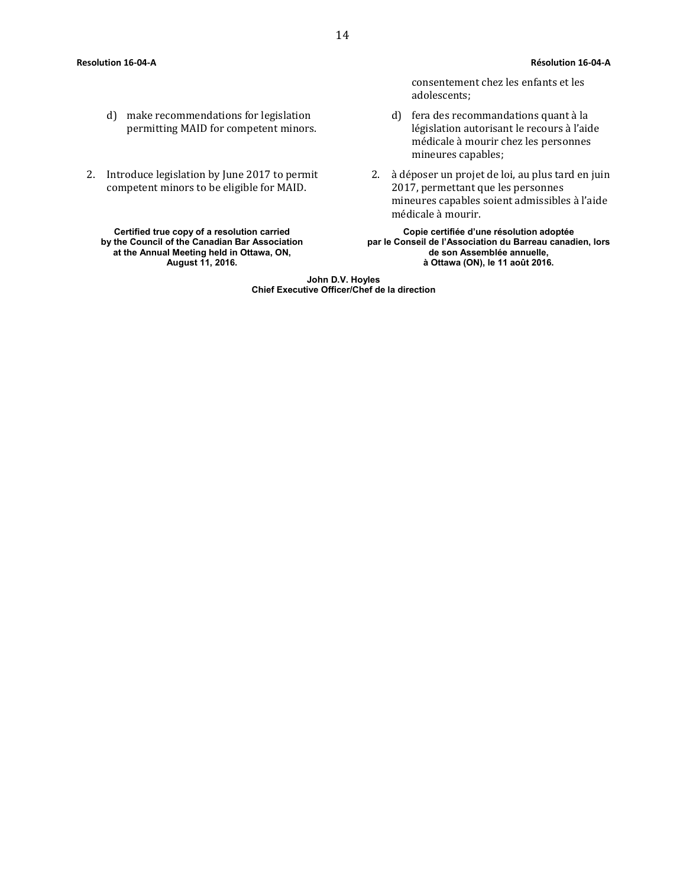consentement chez les enfants et les adolescents;

d) make recommendations for legislation permitting MAID for competent minors.

d) fera des recommandations quant à la législation autorisant le recours à l'aide médicale à mourir chez les personnes mineures capables;

2. Introduce legislation by June 2017 to permit competent minors to be eligible for MAID.

2. à déposer un projet de loi, au plus tard en juin 2017, permettant que les personnes mineures capables soient admissibles à l'aide médicale à mourir.

**Certified true copy of a resolution carried by the Council of the Canadian Bar Association at the Annual Meeting held in Ottawa, ON, August 11, 2016.**

**Copie certifiée d'une résolution adoptée par le Conseil de l'Association du Barreau canadien, lors de son Assemblée annuelle, à Ottawa (ON), le 11 août 2016.**

**John D.V. Hoyles**
**Chief Executive Officer/Chef de la direction**